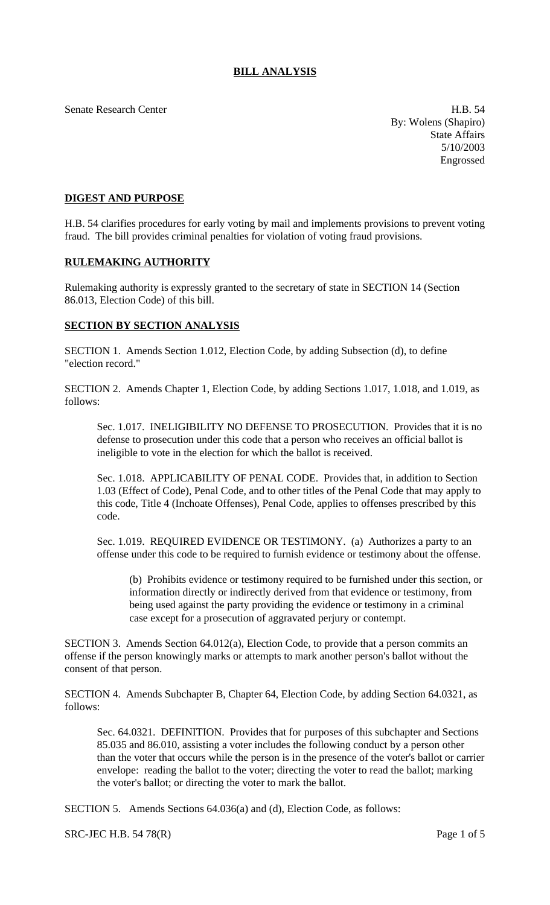# BILL ANALYSIS

Senate Research Center

H.B. 54
By: Wolens (Shapiro)
State Affairs
5/10/2003
Engrossed

## DIGEST AND PURPOSE

H.B. 54 clarifies procedures for early voting by mail and implements provisions to prevent voting fraud. The bill provides criminal penalties for violation of voting fraud provisions.

## RULEMAKING AUTHORITY

Rulemaking authority is expressly granted to the secretary of state in SECTION 14 (Section 86.013, Election Code) of this bill.

## SECTION BY SECTION ANALYSIS

SECTION 1. Amends Section 1.012, Election Code, by adding Subsection (d), to define "election record."

SECTION 2. Amends Chapter 1, Election Code, by adding Sections 1.017, 1.018, and 1.019, as follows:

Sec. 1.017. INELIGIBILITY NO DEFENSE TO PROSECUTION. Provides that it is no defense to prosecution under this code that a person who receives an official ballot is ineligible to vote in the election for which the ballot is received.

Sec. 1.018. APPLICABILITY OF PENAL CODE. Provides that, in addition to Section 1.03 (Effect of Code), Penal Code, and to other titles of the Penal Code that may apply to this code, Title 4 (Inchoate Offenses), Penal Code, applies to offenses prescribed by this code.

Sec. 1.019. REQUIRED EVIDENCE OR TESTIMONY. (a) Authorizes a party to an offense under this code to be required to furnish evidence or testimony about the offense.

(b) Prohibits evidence or testimony required to be furnished under this section, or information directly or indirectly derived from that evidence or testimony, from being used against the party providing the evidence or testimony in a criminal case except for a prosecution of aggravated perjury or contempt.

SECTION 3. Amends Section 64.012(a), Election Code, to provide that a person commits an offense if the person knowingly marks or attempts to mark another person's ballot without the consent of that person.

SECTION 4. Amends Subchapter B, Chapter 64, Election Code, by adding Section 64.0321, as follows:

Sec. 64.0321. DEFINITION. Provides that for purposes of this subchapter and Sections 85.035 and 86.010, assisting a voter includes the following conduct by a person other than the voter that occurs while the person is in the presence of the voter's ballot or carrier envelope: reading the ballot to the voter; directing the voter to read the ballot; marking the voter's ballot; or directing the voter to mark the ballot.

SECTION 5. Amends Sections 64.036(a) and (d), Election Code, as follows: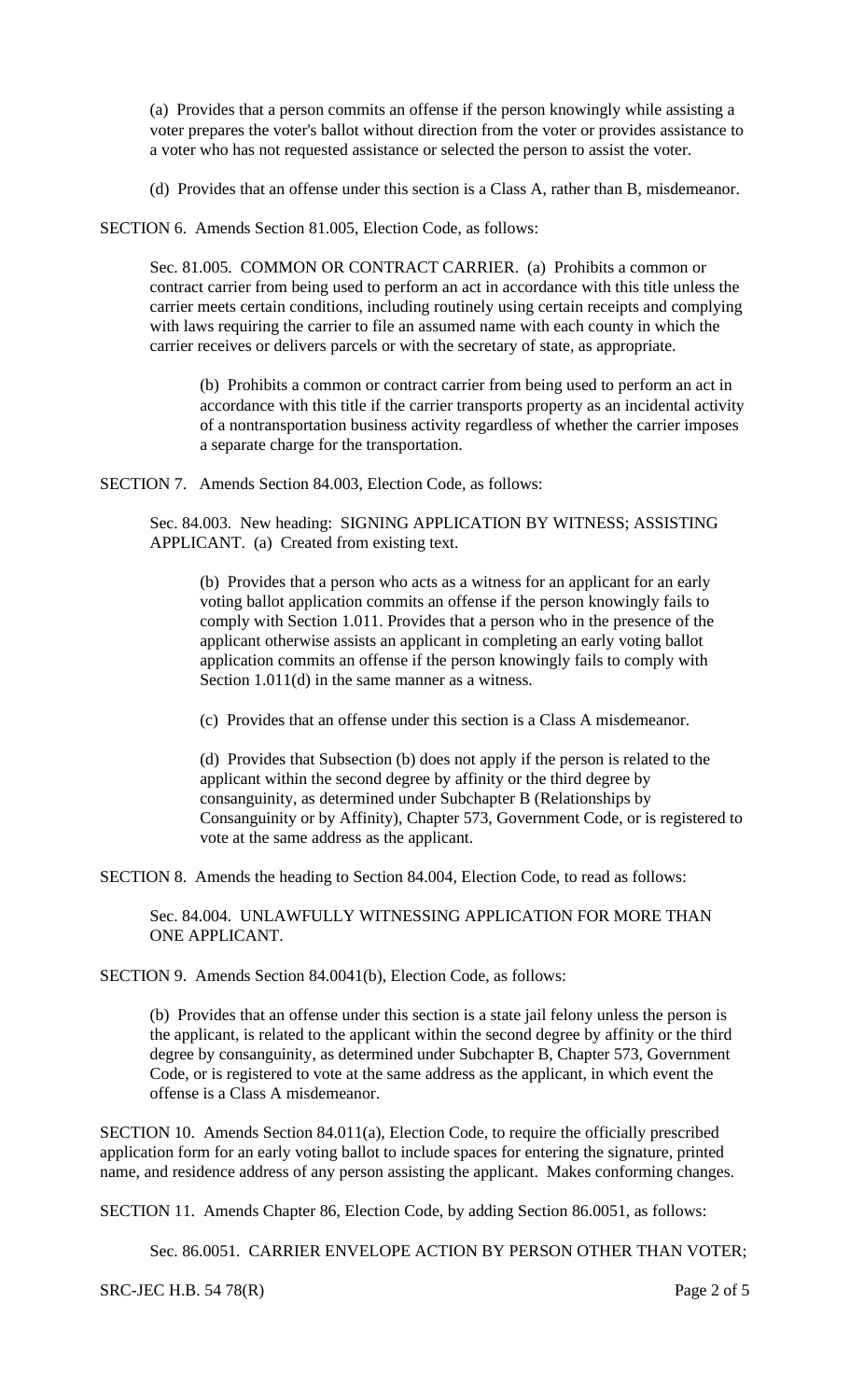(a) Provides that a person commits an offense if the person knowingly while assisting a voter prepares the voter's ballot without direction from the voter or provides assistance to a voter who has not requested assistance or selected the person to assist the voter.

(d) Provides that an offense under this section is a Class A, rather than B, misdemeanor.

SECTION 6. Amends Section 81.005, Election Code, as follows:

Sec. 81.005. COMMON OR CONTRACT CARRIER. (a) Prohibits a common or contract carrier from being used to perform an act in accordance with this title unless the carrier meets certain conditions, including routinely using certain receipts and complying with laws requiring the carrier to file an assumed name with each county in which the carrier receives or delivers parcels or with the secretary of state, as appropriate.

(b) Prohibits a common or contract carrier from being used to perform an act in accordance with this title if the carrier transports property as an incidental activity of a nontransportation business activity regardless of whether the carrier imposes a separate charge for the transportation.

SECTION 7. Amends Section 84.003, Election Code, as follows:

Sec. 84.003. New heading: SIGNING APPLICATION BY WITNESS; ASSISTING APPLICANT. (a) Created from existing text.

(b) Provides that a person who acts as a witness for an applicant for an early voting ballot application commits an offense if the person knowingly fails to comply with Section 1.011. Provides that a person who in the presence of the applicant otherwise assists an applicant in completing an early voting ballot application commits an offense if the person knowingly fails to comply with Section 1.011(d) in the same manner as a witness.

(c) Provides that an offense under this section is a Class A misdemeanor.

(d) Provides that Subsection (b) does not apply if the person is related to the applicant within the second degree by affinity or the third degree by consanguinity, as determined under Subchapter B (Relationships by Consanguinity or by Affinity), Chapter 573, Government Code, or is registered to vote at the same address as the applicant.

SECTION 8. Amends the heading to Section 84.004, Election Code, to read as follows:

Sec. 84.004. UNLAWFULLY WITNESSING APPLICATION FOR MORE THAN ONE APPLICANT.

SECTION 9. Amends Section 84.0041(b), Election Code, as follows:

(b) Provides that an offense under this section is a state jail felony unless the person is the applicant, is related to the applicant within the second degree by affinity or the third degree by consanguinity, as determined under Subchapter B, Chapter 573, Government Code, or is registered to vote at the same address as the applicant, in which event the offense is a Class A misdemeanor.

SECTION 10. Amends Section 84.011(a), Election Code, to require the officially prescribed application form for an early voting ballot to include spaces for entering the signature, printed name, and residence address of any person assisting the applicant. Makes conforming changes.

SECTION 11. Amends Chapter 86, Election Code, by adding Section 86.0051, as follows:

Sec. 86.0051. CARRIER ENVELOPE ACTION BY PERSON OTHER THAN VOTER;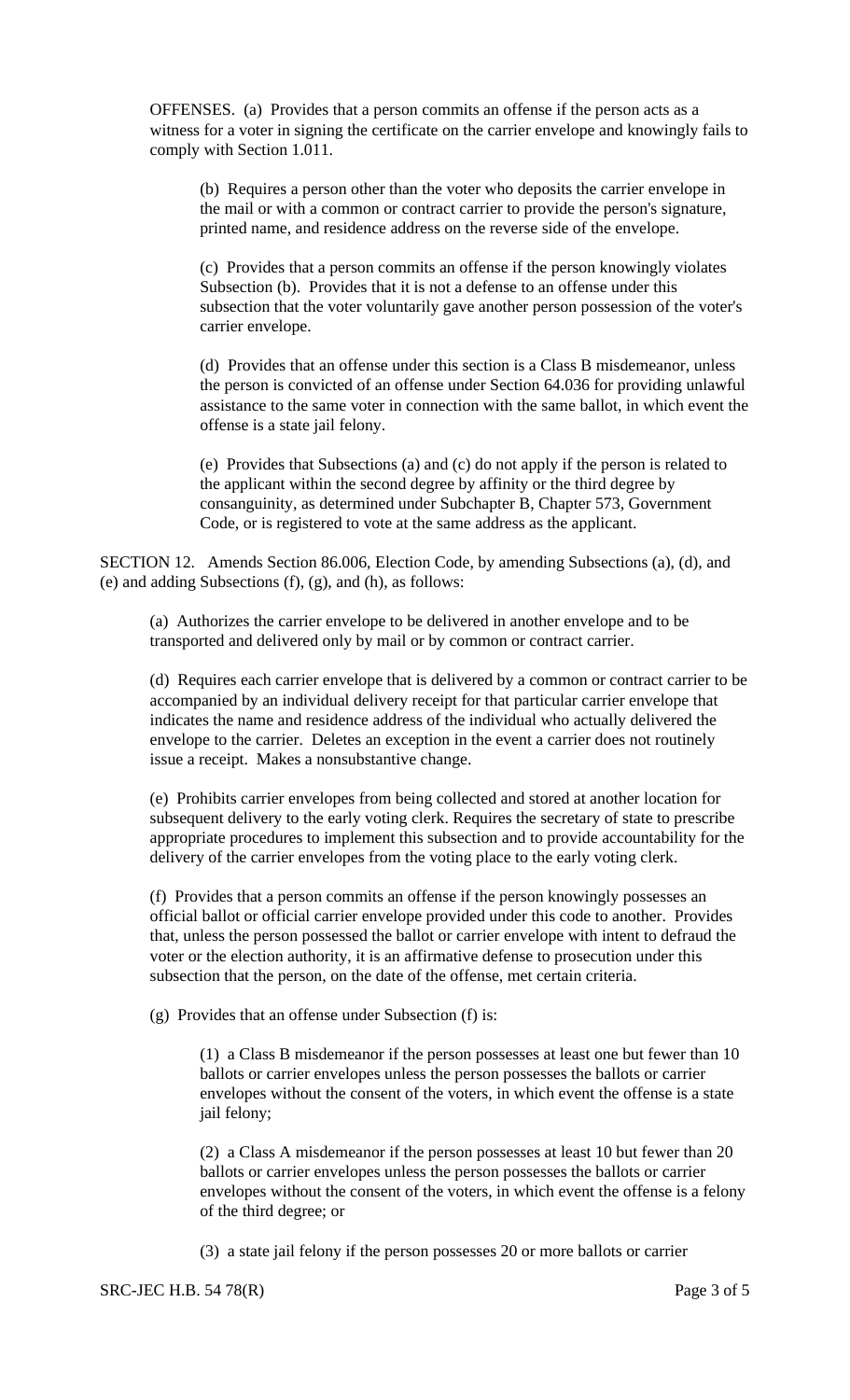OFFENSES. (a) Provides that a person commits an offense if the person acts as a witness for a voter in signing the certificate on the carrier envelope and knowingly fails to comply with Section 1.011.

(b) Requires a person other than the voter who deposits the carrier envelope in the mail or with a common or contract carrier to provide the person's signature, printed name, and residence address on the reverse side of the envelope.

(c) Provides that a person commits an offense if the person knowingly violates Subsection (b). Provides that it is not a defense to an offense under this subsection that the voter voluntarily gave another person possession of the voter's carrier envelope.

(d) Provides that an offense under this section is a Class B misdemeanor, unless the person is convicted of an offense under Section 64.036 for providing unlawful assistance to the same voter in connection with the same ballot, in which event the offense is a state jail felony.

(e) Provides that Subsections (a) and (c) do not apply if the person is related to the applicant within the second degree by affinity or the third degree by consanguinity, as determined under Subchapter B, Chapter 573, Government Code, or is registered to vote at the same address as the applicant.

SECTION 12. Amends Section 86.006, Election Code, by amending Subsections (a), (d), and (e) and adding Subsections (f), (g), and (h), as follows:

(a) Authorizes the carrier envelope to be delivered in another envelope and to be transported and delivered only by mail or by common or contract carrier.

(d) Requires each carrier envelope that is delivered by a common or contract carrier to be accompanied by an individual delivery receipt for that particular carrier envelope that indicates the name and residence address of the individual who actually delivered the envelope to the carrier. Deletes an exception in the event a carrier does not routinely issue a receipt. Makes a nonsubstantive change.

(e) Prohibits carrier envelopes from being collected and stored at another location for subsequent delivery to the early voting clerk. Requires the secretary of state to prescribe appropriate procedures to implement this subsection and to provide accountability for the delivery of the carrier envelopes from the voting place to the early voting clerk.

(f) Provides that a person commits an offense if the person knowingly possesses an official ballot or official carrier envelope provided under this code to another. Provides that, unless the person possessed the ballot or carrier envelope with intent to defraud the voter or the election authority, it is an affirmative defense to prosecution under this subsection that the person, on the date of the offense, met certain criteria.

(g) Provides that an offense under Subsection (f) is:

(1) a Class B misdemeanor if the person possesses at least one but fewer than 10 ballots or carrier envelopes unless the person possesses the ballots or carrier envelopes without the consent of the voters, in which event the offense is a state jail felony;

(2) a Class A misdemeanor if the person possesses at least 10 but fewer than 20 ballots or carrier envelopes unless the person possesses the ballots or carrier envelopes without the consent of the voters, in which event the offense is a felony of the third degree; or

(3) a state jail felony if the person possesses 20 or more ballots or carrier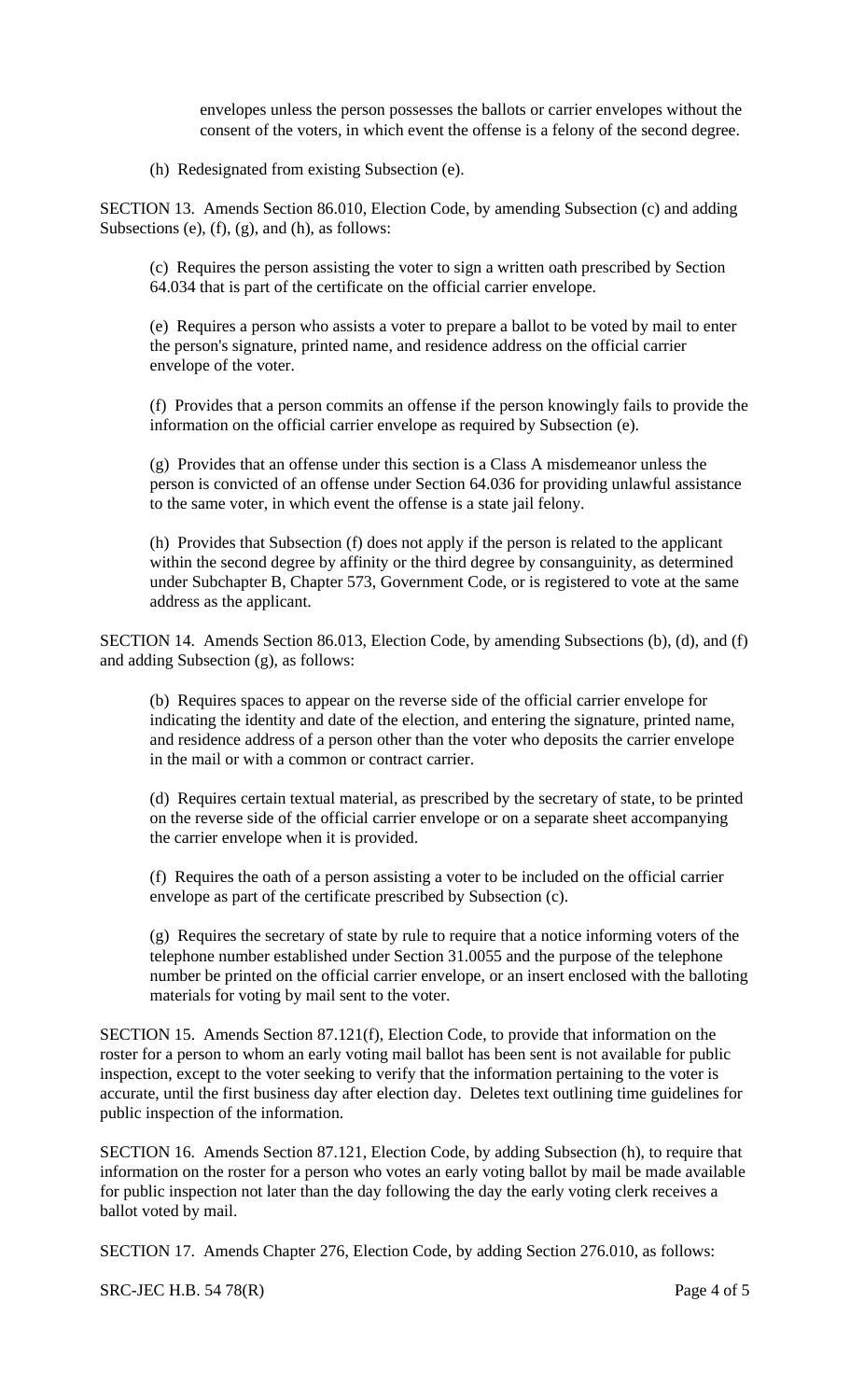envelopes unless the person possesses the ballots or carrier envelopes without the consent of the voters, in which event the offense is a felony of the second degree.

(h) Redesignated from existing Subsection (e).

SECTION 13. Amends Section 86.010, Election Code, by amending Subsection (c) and adding Subsections (e), (f), (g), and (h), as follows:

(c) Requires the person assisting the voter to sign a written oath prescribed by Section 64.034 that is part of the certificate on the official carrier envelope.

(e) Requires a person who assists a voter to prepare a ballot to be voted by mail to enter the person's signature, printed name, and residence address on the official carrier envelope of the voter.

(f) Provides that a person commits an offense if the person knowingly fails to provide the information on the official carrier envelope as required by Subsection (e).

(g) Provides that an offense under this section is a Class A misdemeanor unless the person is convicted of an offense under Section 64.036 for providing unlawful assistance to the same voter, in which event the offense is a state jail felony.

(h) Provides that Subsection (f) does not apply if the person is related to the applicant within the second degree by affinity or the third degree by consanguinity, as determined under Subchapter B, Chapter 573, Government Code, or is registered to vote at the same address as the applicant.

SECTION 14. Amends Section 86.013, Election Code, by amending Subsections (b), (d), and (f) and adding Subsection (g), as follows:

(b) Requires spaces to appear on the reverse side of the official carrier envelope for indicating the identity and date of the election, and entering the signature, printed name, and residence address of a person other than the voter who deposits the carrier envelope in the mail or with a common or contract carrier.

(d) Requires certain textual material, as prescribed by the secretary of state, to be printed on the reverse side of the official carrier envelope or on a separate sheet accompanying the carrier envelope when it is provided.

(f) Requires the oath of a person assisting a voter to be included on the official carrier envelope as part of the certificate prescribed by Subsection (c).

(g) Requires the secretary of state by rule to require that a notice informing voters of the telephone number established under Section 31.0055 and the purpose of the telephone number be printed on the official carrier envelope, or an insert enclosed with the balloting materials for voting by mail sent to the voter.

SECTION 15. Amends Section 87.121(f), Election Code, to provide that information on the roster for a person to whom an early voting mail ballot has been sent is not available for public inspection, except to the voter seeking to verify that the information pertaining to the voter is accurate, until the first business day after election day. Deletes text outlining time guidelines for public inspection of the information.

SECTION 16. Amends Section 87.121, Election Code, by adding Subsection (h), to require that information on the roster for a person who votes an early voting ballot by mail be made available for public inspection not later than the day following the day the early voting clerk receives a ballot voted by mail.

SECTION 17. Amends Chapter 276, Election Code, by adding Section 276.010, as follows:

SRC-JEC H.B. 54 78(R)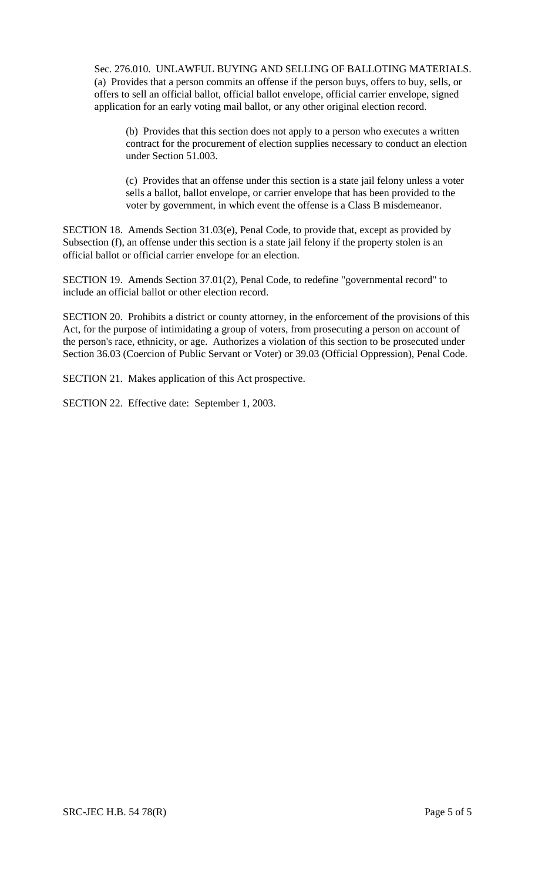Sec. 276.010. UNLAWFUL BUYING AND SELLING OF BALLOTING MATERIALS. (a) Provides that a person commits an offense if the person buys, offers to buy, sells, or offers to sell an official ballot, official ballot envelope, official carrier envelope, signed application for an early voting mail ballot, or any other original election record.

(b) Provides that this section does not apply to a person who executes a written contract for the procurement of election supplies necessary to conduct an election under Section 51.003.

(c) Provides that an offense under this section is a state jail felony unless a voter sells a ballot, ballot envelope, or carrier envelope that has been provided to the voter by government, in which event the offense is a Class B misdemeanor.

SECTION 18. Amends Section 31.03(e), Penal Code, to provide that, except as provided by Subsection (f), an offense under this section is a state jail felony if the property stolen is an official ballot or official carrier envelope for an election.

SECTION 19. Amends Section 37.01(2), Penal Code, to redefine "governmental record" to include an official ballot or other election record.

SECTION 20. Prohibits a district or county attorney, in the enforcement of the provisions of this Act, for the purpose of intimidating a group of voters, from prosecuting a person on account of the person's race, ethnicity, or age. Authorizes a violation of this section to be prosecuted under Section 36.03 (Coercion of Public Servant or Voter) or 39.03 (Official Oppression), Penal Code.

SECTION 21. Makes application of this Act prospective.

SECTION 22. Effective date: September 1, 2003.